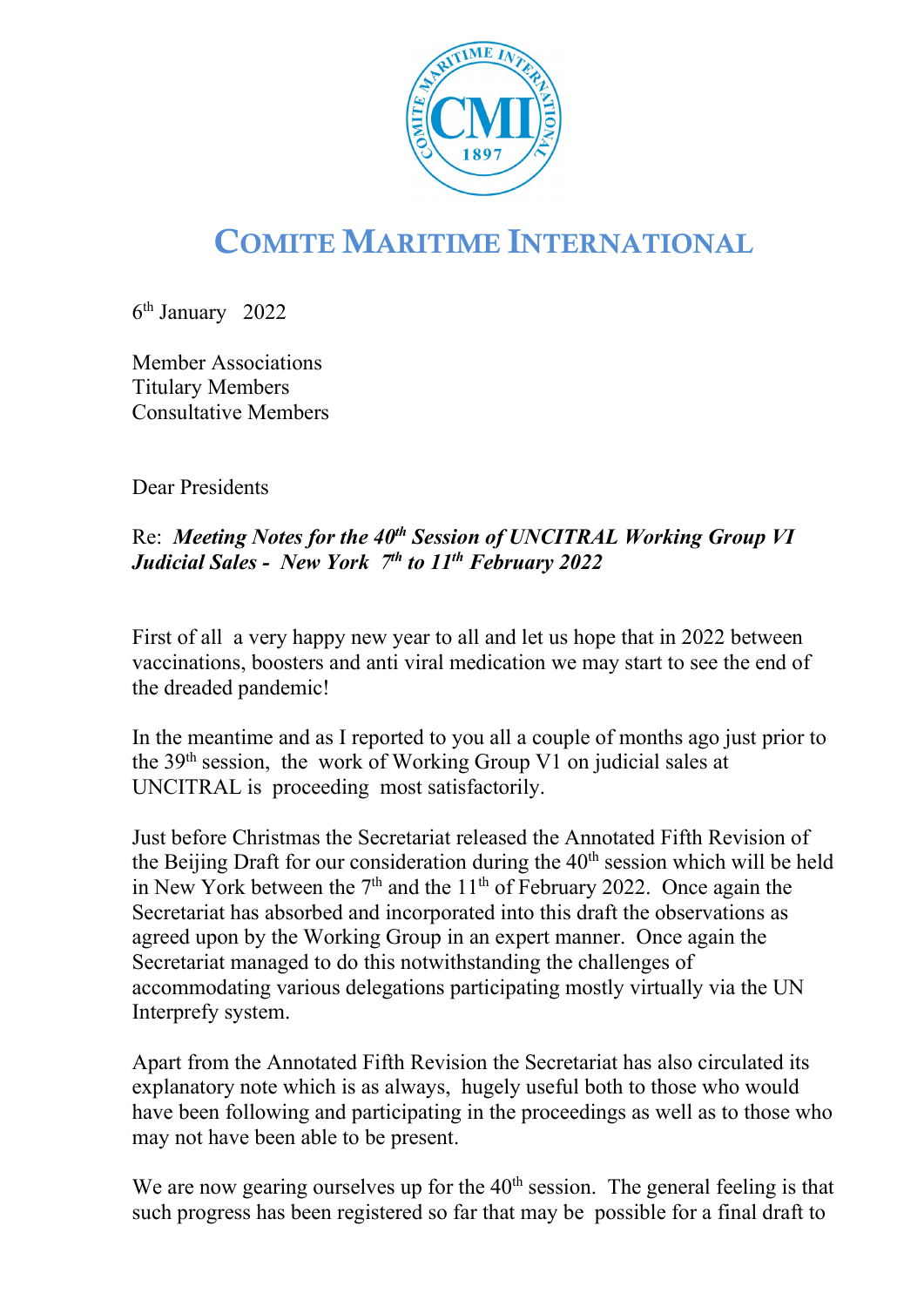# COMITE MARITIME INTERNATIONAL

6th January 2022

Member Associations
Titulary Members
Consultative Members

Dear Presidents

Re: ***Meeting Notes for the 40th Session of UNCITRAL Working Group VI Judicial Sales - New York 7th to 11th February 2022***

First of all a very happy new year to all and let us hope that in 2022 between vaccinations, boosters and anti viral medication we may start to see the end of the dreaded pandemic!

In the meantime and as I reported to you all a couple of months ago just prior to the 39th session, the work of Working Group V1 on judicial sales at UNCITRAL is proceeding most satisfactorily.

Just before Christmas the Secretariat released the Annotated Fifth Revision of the Beijing Draft for our consideration during the 40th session which will be held in New York between the 7th and the 11th of February 2022. Once again the Secretariat has absorbed and incorporated into this draft the observations as agreed upon by the Working Group in an expert manner. Once again the Secretariat managed to do this notwithstanding the challenges of accommodating various delegations participating mostly virtually via the UN Interprefy system.

Apart from the Annotated Fifth Revision the Secretariat has also circulated its explanatory note which is as always, hugely useful both to those who would have been following and participating in the proceedings as well as to those who may not have been able to be present.

We are now gearing ourselves up for the 40th session. The general feeling is that such progress has been registered so far that may be possible for a final draft to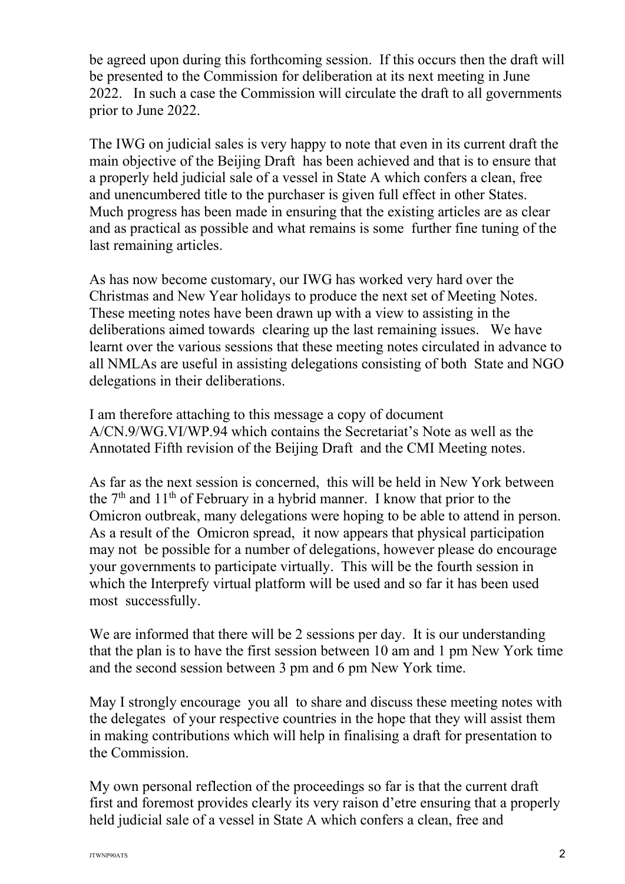be agreed upon during this forthcoming session. If this occurs then the draft will be presented to the Commission for deliberation at its next meeting in June 2022. In such a case the Commission will circulate the draft to all governments prior to June 2022.

The IWG on judicial sales is very happy to note that even in its current draft the main objective of the Beijing Draft has been achieved and that is to ensure that a properly held judicial sale of a vessel in State A which confers a clean, free and unencumbered title to the purchaser is given full effect in other States. Much progress has been made in ensuring that the existing articles are as clear and as practical as possible and what remains is some further fine tuning of the last remaining articles.

As has now become customary, our IWG has worked very hard over the Christmas and New Year holidays to produce the next set of Meeting Notes. These meeting notes have been drawn up with a view to assisting in the deliberations aimed towards clearing up the last remaining issues. We have learnt over the various sessions that these meeting notes circulated in advance to all NMLAs are useful in assisting delegations consisting of both State and NGO delegations in their deliberations.

I am therefore attaching to this message a copy of document A/CN.9/WG.VI/WP.94 which contains the Secretariat's Note as well as the Annotated Fifth revision of the Beijing Draft and the CMI Meeting notes.

As far as the next session is concerned, this will be held in New York between the 7th and 11th of February in a hybrid manner. I know that prior to the Omicron outbreak, many delegations were hoping to be able to attend in person. As a result of the Omicron spread, it now appears that physical participation may not be possible for a number of delegations, however please do encourage your governments to participate virtually. This will be the fourth session in which the Interprefy virtual platform will be used and so far it has been used most successfully.

We are informed that there will be 2 sessions per day. It is our understanding that the plan is to have the first session between 10 am and 1 pm New York time and the second session between 3 pm and 6 pm New York time.

May I strongly encourage you all to share and discuss these meeting notes with the delegates of your respective countries in the hope that they will assist them in making contributions which will help in finalising a draft for presentation to the Commission.

My own personal reflection of the proceedings so far is that the current draft first and foremost provides clearly its very raison d'etre ensuring that a properly held judicial sale of a vessel in State A which confers a clean, free and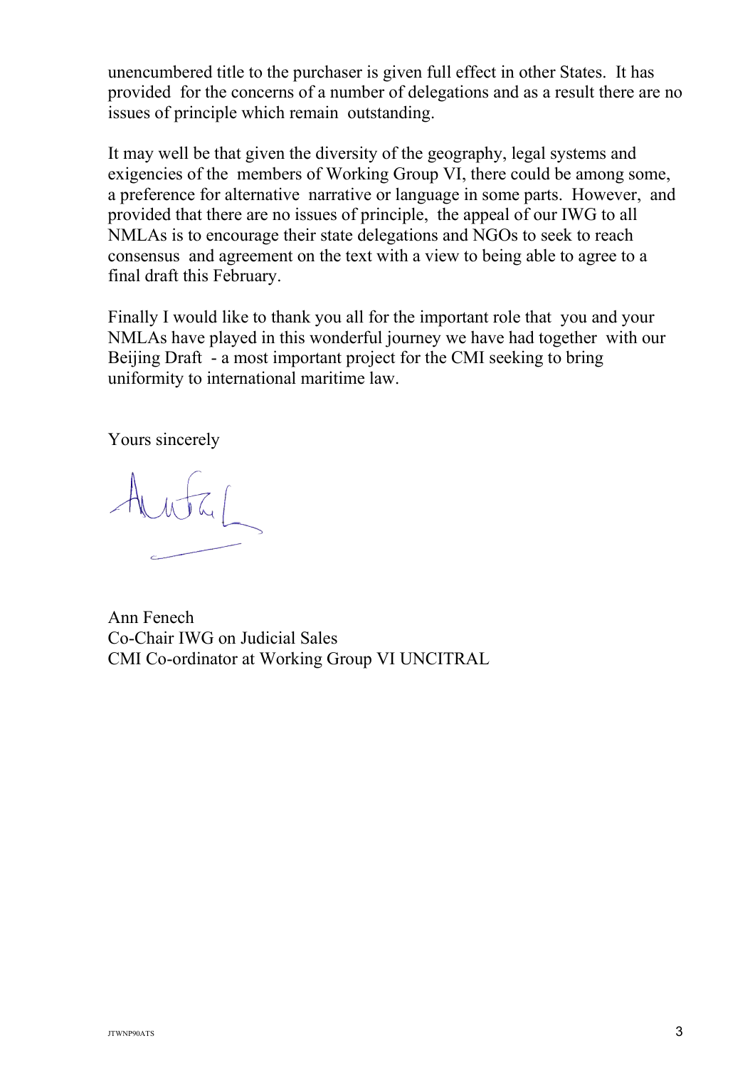unencumbered title to the purchaser is given full effect in other States. It has provided for the concerns of a number of delegations and as a result there are no issues of principle which remain outstanding.

It may well be that given the diversity of the geography, legal systems and exigencies of the members of Working Group VI, there could be among some, a preference for alternative narrative or language in some parts. However, and provided that there are no issues of principle, the appeal of our IWG to all NMLAs is to encourage their state delegations and NGOs to seek to reach consensus and agreement on the text with a view to being able to agree to a final draft this February.

Finally I would like to thank you all for the important role that you and your NMLAs have played in this wonderful journey we have had together with our Beijing Draft - a most important project for the CMI seeking to bring uniformity to international maritime law.

Yours sincerely

Ann Fenech
Co-Chair IWG on Judicial Sales
CMI Co-ordinator at Working Group VI UNCITRAL

JTWNP90ATS